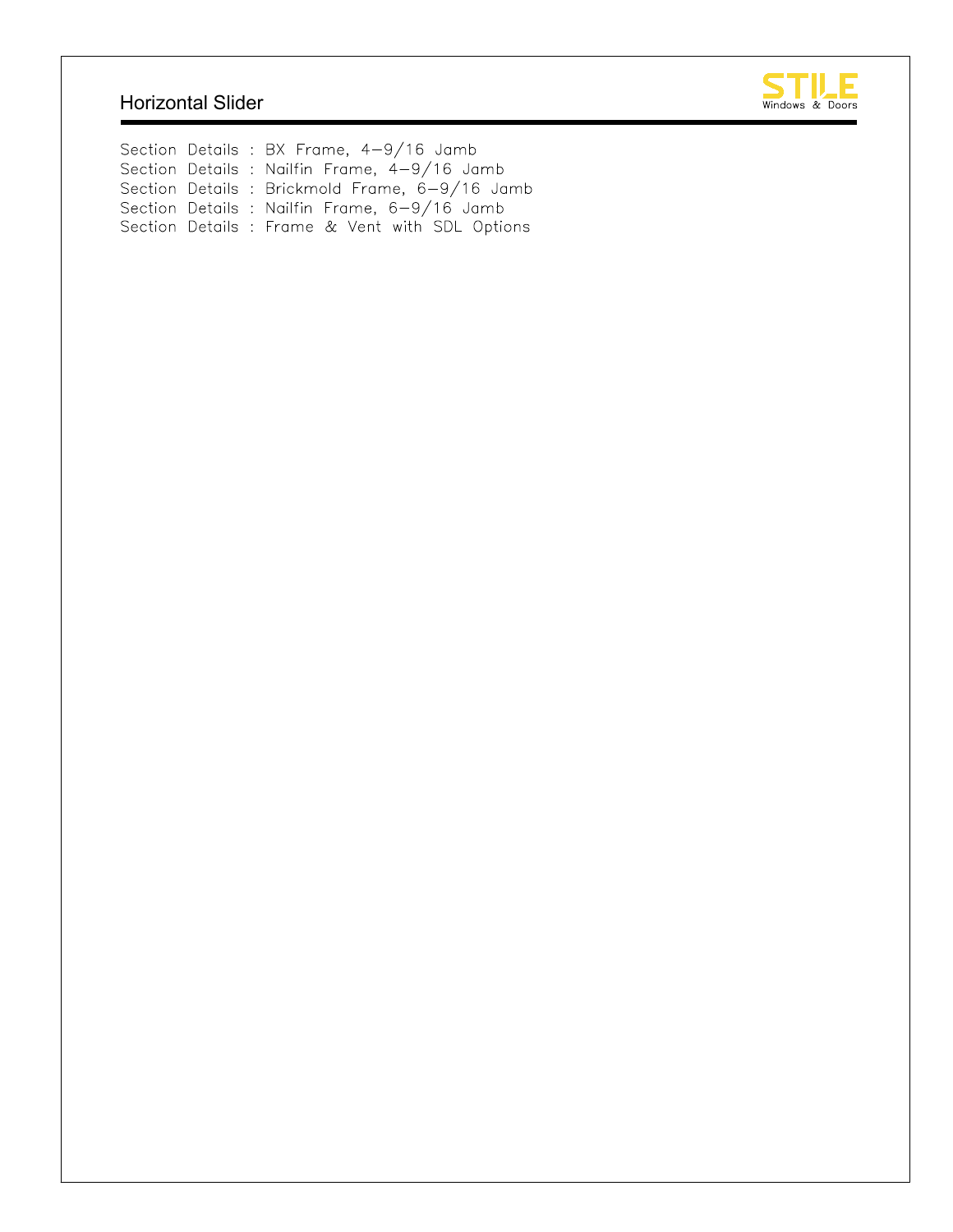# Horizontal Slider

STILE Windows & Doors

Section Details : BX Frame, 4-9/16 Jamb
Section Details : Nailfin Frame, 4-9/16 Jamb
Section Details : Brickmold Frame, 6-9/16 Jamb
Section Details : Nailfin Frame, 6-9/16 Jamb
Section Details : Frame & Vent with SDL Options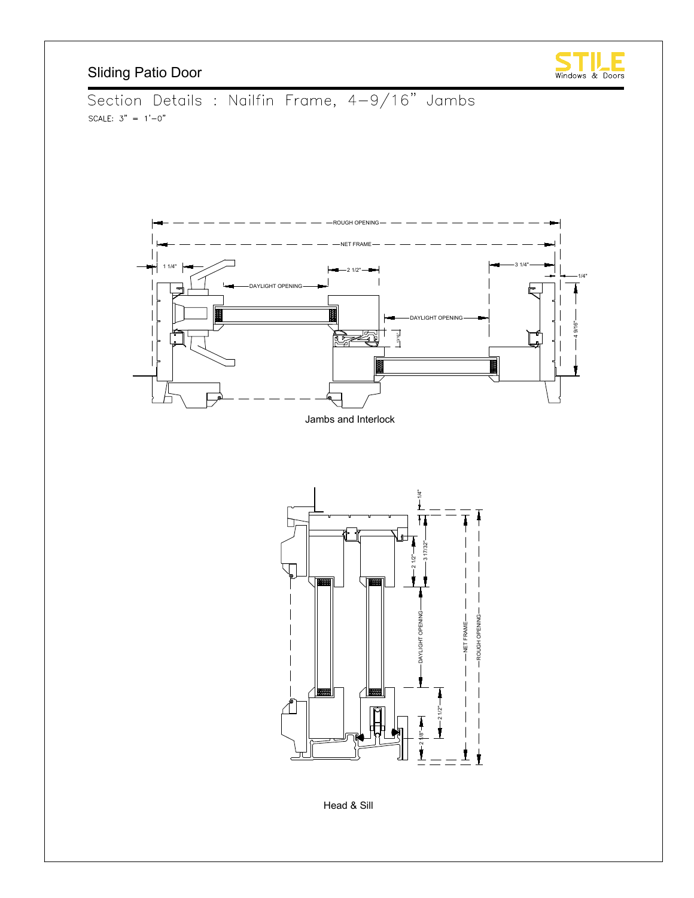# Sliding Patio Door

STILE Windows & Doors

## Section Details : Nailfin Frame, 4-9/16" Jambs

SCALE: 3" = 1'-0"

ROUGH OPENING

NET FRAME

1 1/4"

2 1/2"

3 1/4"

1/4"

DAYLIGHT OPENING

DAYLIGHT OPENING

4 9/16"

Jambs and Interlock

1/4"

2 1/2"

3 17/32"

DAYLIGHT OPENING

NET FRAME

ROUGH OPENING

2 1/2"

2 1/8"

Head & Sill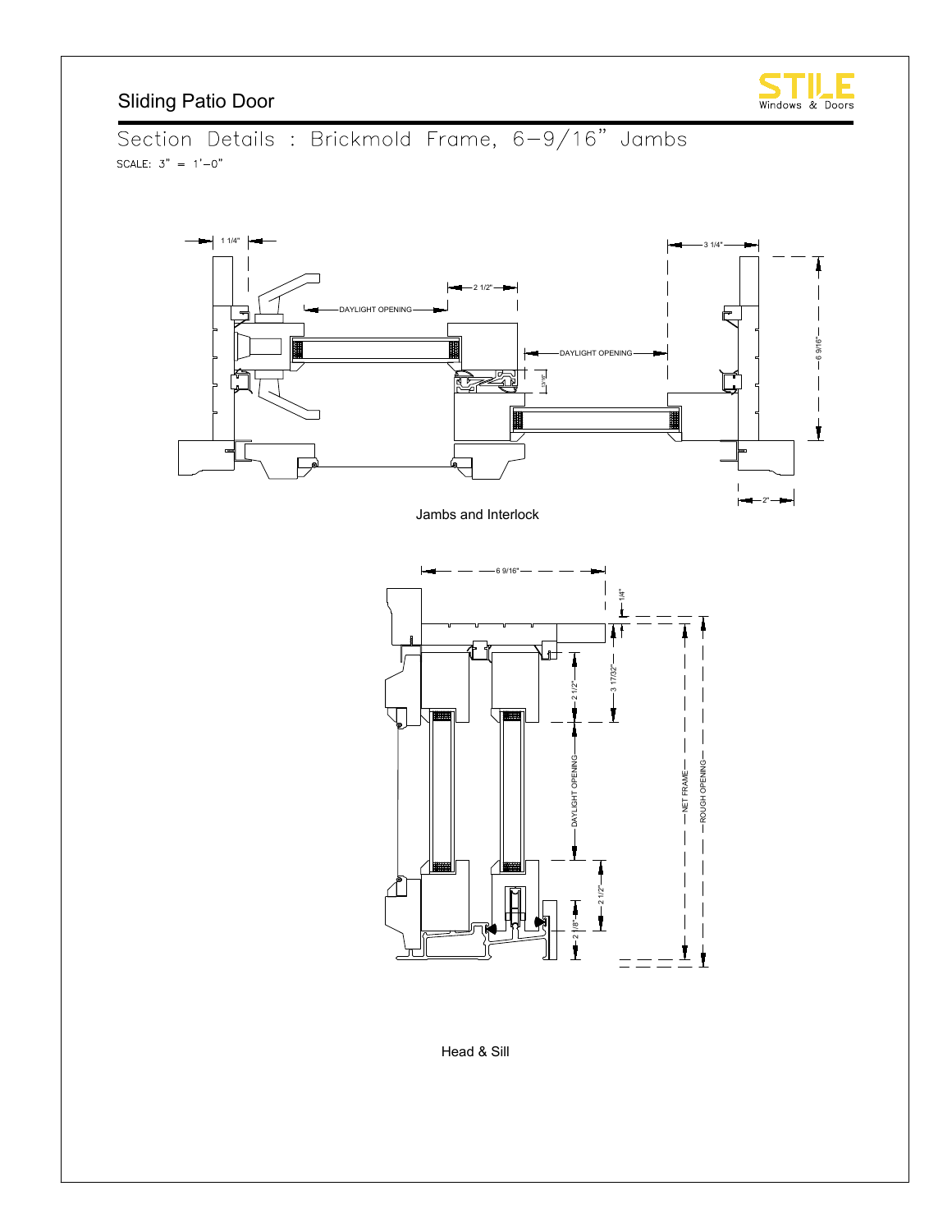# Sliding Patio Door

STILE Windows & Doors

## Section Details : Brickmold Frame, 6-9/16" Jambs

SCALE: 3" = 1'-0"

1 1/4"

2 1/2"

DAYLIGHT OPENING

DAYLIGHT OPENING

3 1/4"

6 9/16"

2"

Jambs and Interlock

6 9/16"

1/4"

2 1/2"

3 17/32"

DAYLIGHT OPENING

NET FRAME

ROUGH OPENING

2 1/2"

2 1/8"

Head & Sill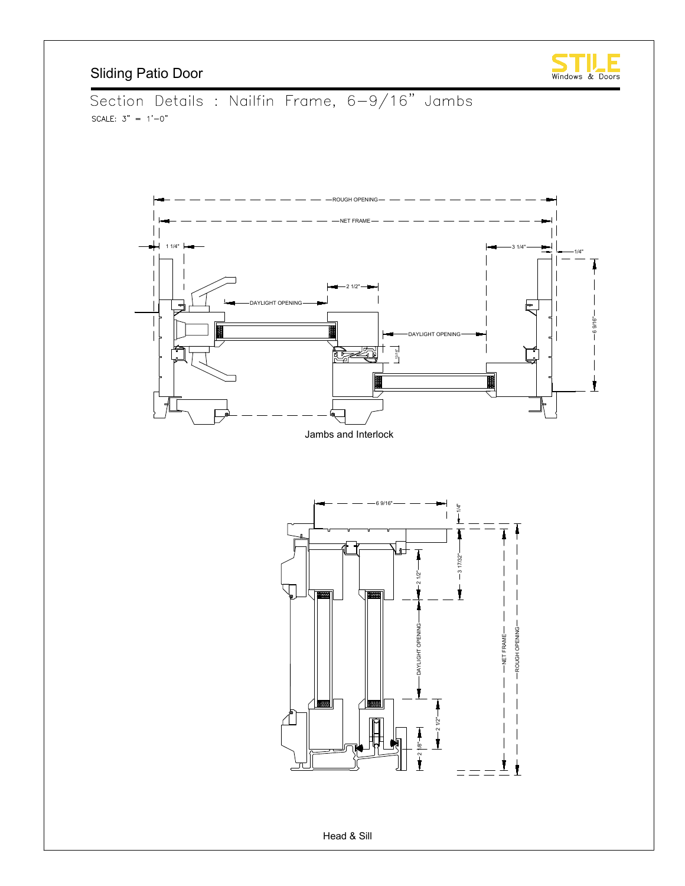# Sliding Patio Door

STILE Windows & Doors

## Section Details : Nailfin Frame, 6-9/16" Jambs

SCALE: 3" = 1'-0"

ROUGH OPENING

NET FRAME

1 1/4"

3 1/4"

1/4"

2 1/2"

DAYLIGHT OPENING

DAYLIGHT OPENING

6 9/16"

Jambs and Interlock

6 9/16"

1/4"

3 17/32"

2 1/2"

DAYLIGHT OPENING

NET FRAME

ROUGH OPENING

2 1/2"

2 1/8"

Head & Sill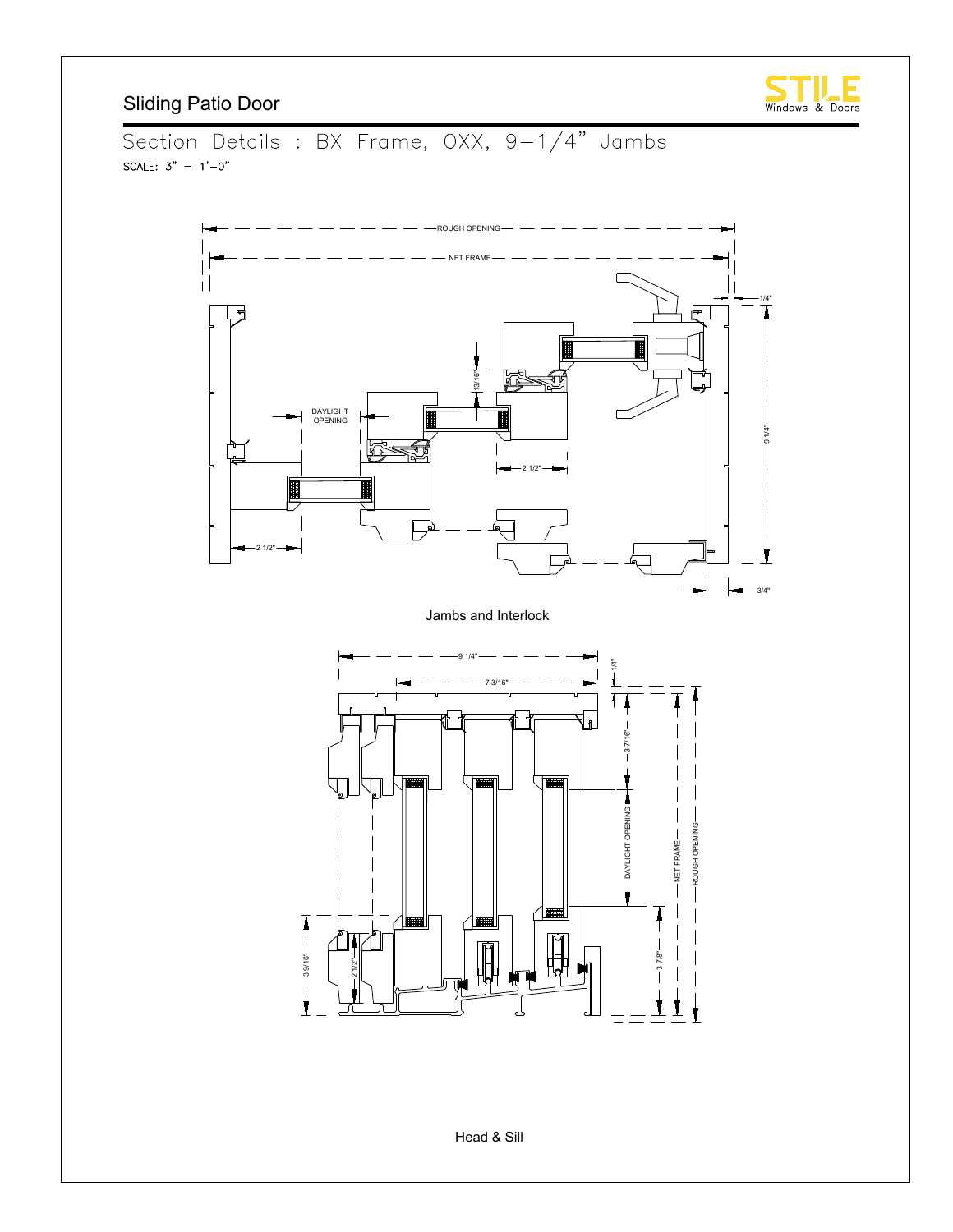# Sliding Patio Door

STILE Windows & Doors

## Section Details : BX Frame, OXX, 9-1/4" Jambs

SCALE: 3" = 1'-0"

ROUGH OPENING

NET FRAME

1/4"

13/16"

DAYLIGHT OPENING

9 1/4"

2 1/2"

2 1/2"

3/4"

Jambs and Interlock

9 1/4"

7 3/16"

1/4"

3 7/16"

DAYLIGHT OPENING

NET FRAME

ROUGH OPENING

3 9/16"

2 1/2"

3 7/8"

Head & Sill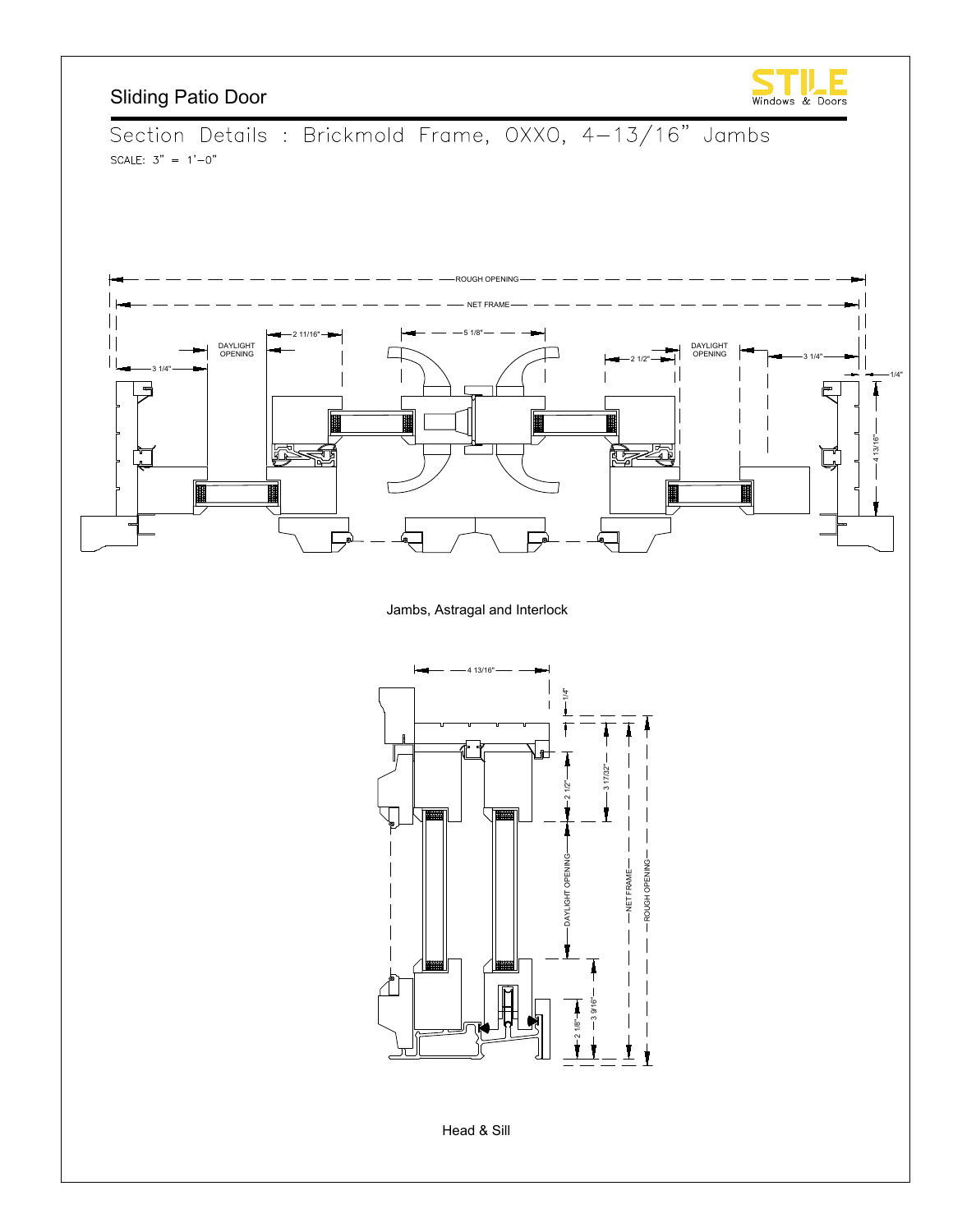# Sliding Patio Door

STILE Windows & Doors

## Section Details : Brickmold Frame, OXXO, 4–13/16" Jambs

SCALE: 3" = 1'–0"

ROUGH OPENING

NET FRAME

DAYLIGHT OPENING

2 11/16"

5 1/8"

2 1/2"

DAYLIGHT OPENING

3 1/4"

3 1/4"

1/4"

4 13/16"

Jambs, Astragal and Interlock

4 13/16"

1/4"

2 1/2"

3 17/32"

DAYLIGHT OPENING

NET FRAME

ROUGH OPENING

2 1/8"

3 9/16"

Head & Sill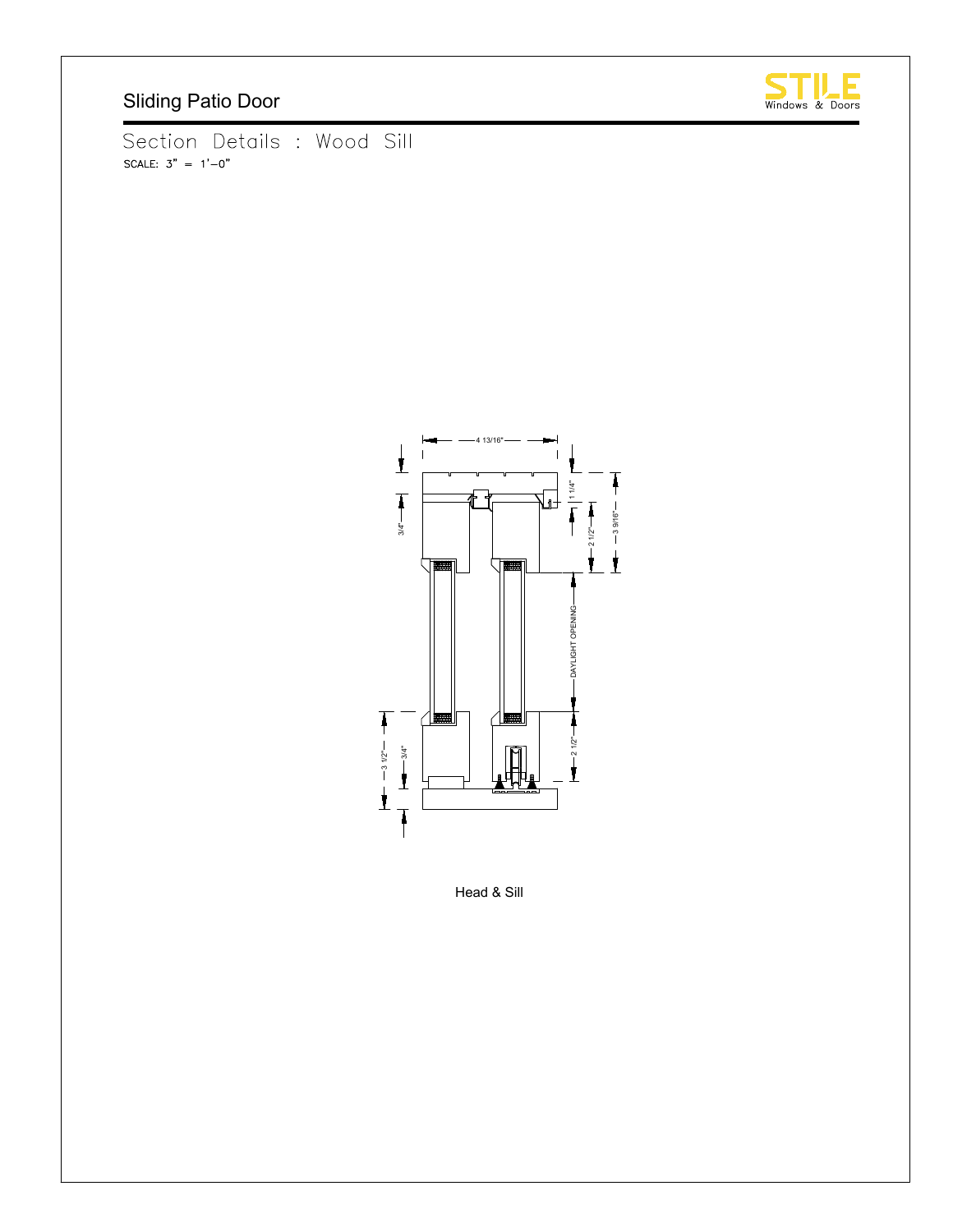# Sliding Patio Door

STILE
Windows & Doors

## Section Details : Wood Sill

SCALE: 3" = 1'–0"

4 13/16"

3/4"

1 1/4"

2 1/2"

3 9/16"

DAYLIGHT OPENING

2 1/2"

3 1/2"

3/4"

Head & Sill